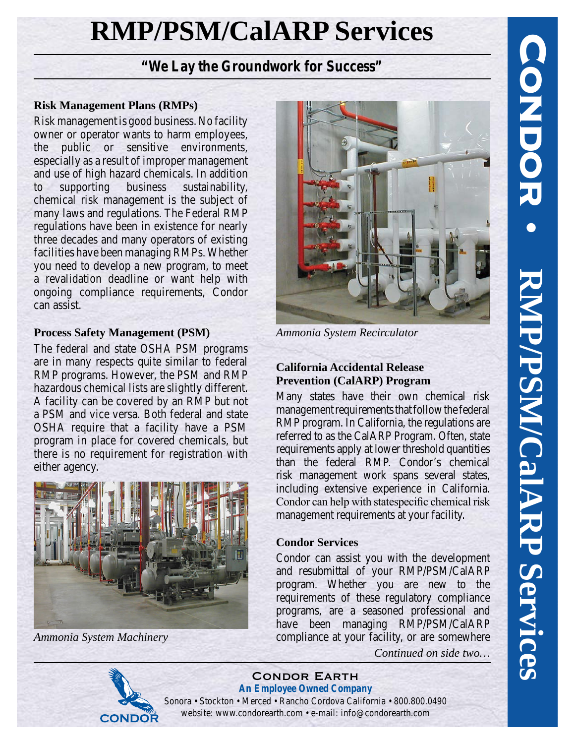# RMP/PSM/CalARP Services

## "We Lay the Groundwork for Success"

### Risk Management Plans (RMPs)

Risk management is good business. No facility owner or operator wants to harm employees, the public or sensitive environments, especially as a result of improper management and use of high hazard chemicals. In addition to supporting business sustainability, chemical risk management is the subject of many laws and regulations. The Federal RMP regulations have been in existence for nearly three decades and many operators of existing facilities have been managing RMPs. Whether you need to develop a new program, to meet a revalidation deadline or want help with ongoing compliance requirements, Condor can assist.

### Process Safety Management (PSM)

The federal and state OSHA PSM programs are in many respects quite similar to federal RMP programs. However, the PSM and RMP hazardous chemical lists are slightly different. A facility can be covered by an RMP but not a PSM and vice versa. Both federal and state OSHA require that a facility have a PSM program in place for covered chemicals, but there is no requirement for registration with either agency.

*Ammonia System Machinery*

*Ammonia System Recirculator*

### California Accidental Release Prevention (CalARP) Program

Many states have their own chemical risk management requirements that follow the federal RMP program. In California, the regulations are referred to as the CalARP Program. Often, state requirements apply at lower threshold quantities than the federal RMP. Condor's chemical risk management work spans several states, including extensive experience in California. Condor can help with statespecific chemical risk management requirements at your facility.

### Condor Services

Condor can assist you with the development and resubmittal of your RMP/PSM/CalARP program. Whether you are new to the requirements of these regulatory compliance programs, are a seasoned professional and have been managing RMP/PSM/CalARP compliance at your facility, or are somewhere

*Continued on side two…*

**Condor Earth**
**An Employee Owned Company**
Sonora • Stockton • Merced • Rancho Cordova California • 800.800.0490
website: www.condorearth.com • e-mail: info@condorearth.com

CONDOR • RMP/PSM/CalARP Services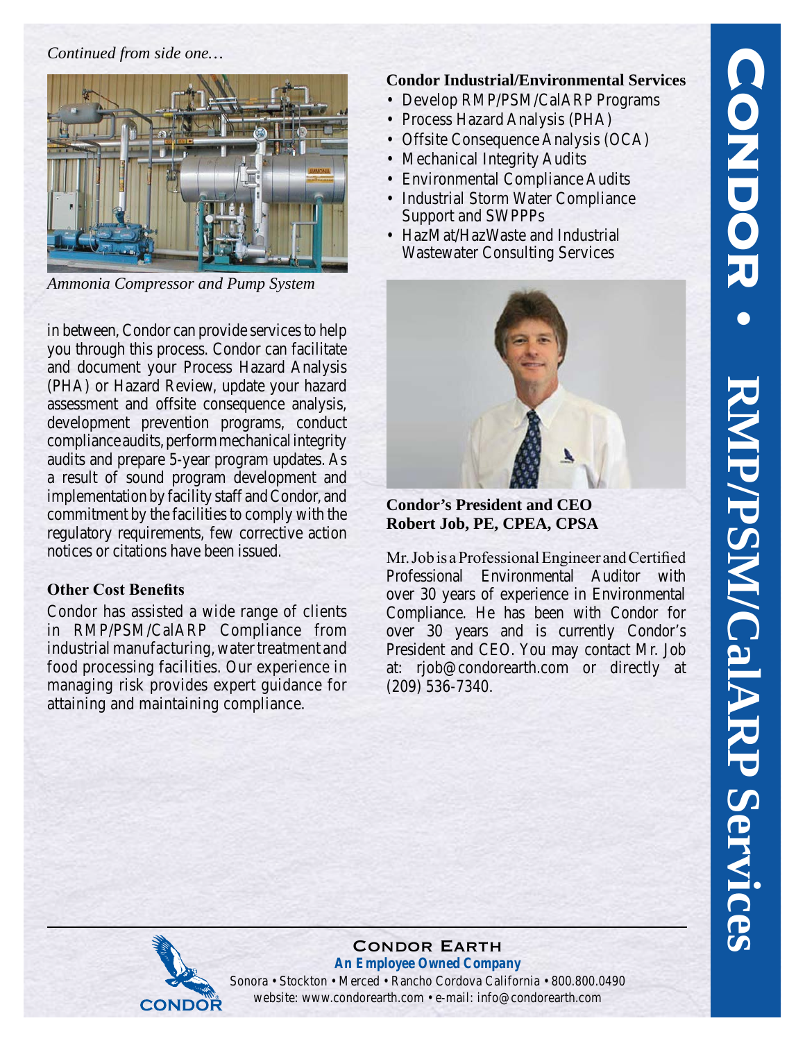*Continued from side one…*

*Ammonia Compressor and Pump System*

in between, Condor can provide services to help you through this process. Condor can facilitate and document your Process Hazard Analysis (PHA) or Hazard Review, update your hazard assessment and offsite consequence analysis, development prevention programs, conduct compliance audits, perform mechanical integrity audits and prepare 5-year program updates. As a result of sound program development and implementation by facility staff and Condor, and commitment by the facilities to comply with the regulatory requirements, few corrective action notices or citations have been issued.

### Other Cost Benefits

Condor has assisted a wide range of clients in RMP/PSM/CalARP Compliance from industrial manufacturing, water treatment and food processing facilities. Our experience in managing risk provides expert guidance for attaining and maintaining compliance.

### Condor Industrial/Environmental Services

- Develop RMP/PSM/CalARP Programs
- Process Hazard Analysis (PHA)
- Offsite Consequence Analysis (OCA)
- Mechanical Integrity Audits
- Environmental Compliance Audits
- Industrial Storm Water Compliance Support and SWPPPs
- HazMat/HazWaste and Industrial Wastewater Consulting Services

**Condor's President and CEO**
**Robert Job, PE, CPEA, CPSA**

Mr. Job is a Professional Engineer and Certified Professional Environmental Auditor with over 30 years of experience in Environmental Compliance. He has been with Condor for over 30 years and is currently Condor's President and CEO. You may contact Mr. Job at: rjob@condorearth.com or directly at (209) 536-7340.

# Condor • RMP/PSM/CalARP Services

**Condor Earth**
***An Employee Owned Company***
Sonora • Stockton • Merced • Rancho Cordova California • 800.800.0490
website: www.condorearth.com • e-mail: info@condorearth.com